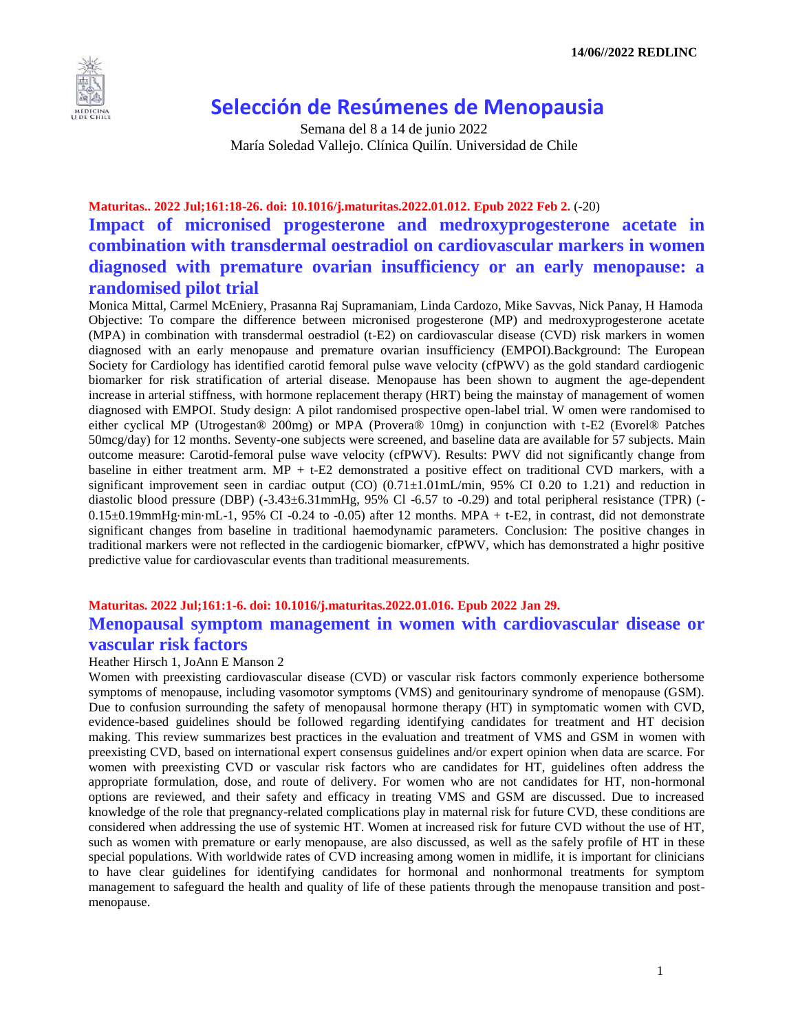14/06//2022 REDLINC

# Selección de Resúmenes de Menopausia

Semana del 8 a 14 de junio 2022
María Soledad Vallejo. Clínica Quilín. Universidad de Chile

**Maturitas.. 2022 Jul;161:18-26. doi: 10.1016/j.maturitas.2022.01.012. Epub 2022 Feb 2.** (-20)

## Impact of micronised progesterone and medroxyprogesterone acetate in combination with transdermal oestradiol on cardiovascular markers in women diagnosed with premature ovarian insufficiency or an early menopause: a randomised pilot trial

Monica Mittal, Carmel McEniery, Prasanna Raj Supramaniam, Linda Cardozo, Mike Savvas, Nick Panay, H Hamoda

Objective: To compare the difference between micronised progesterone (MP) and medroxyprogesterone acetate (MPA) in combination with transdermal oestradiol (t-E2) on cardiovascular disease (CVD) risk markers in women diagnosed with an early menopause and premature ovarian insufficiency (EMPOI).Background: The European Society for Cardiology has identified carotid femoral pulse wave velocity (cfPWV) as the gold standard cardiogenic biomarker for risk stratification of arterial disease. Menopause has been shown to augment the age-dependent increase in arterial stiffness, with hormone replacement therapy (HRT) being the mainstay of management of women diagnosed with EMPOI. Study design: A pilot randomised prospective open-label trial. W omen were randomised to either cyclical MP (Utrogestan® 200mg) or MPA (Provera® 10mg) in conjunction with t-E2 (Evorel® Patches 50mcg/day) for 12 months. Seventy-one subjects were screened, and baseline data are available for 57 subjects. Main outcome measure: Carotid-femoral pulse wave velocity (cfPWV). Results: PWV did not significantly change from baseline in either treatment arm. MP + t-E2 demonstrated a positive effect on traditional CVD markers, with a significant improvement seen in cardiac output (CO) (0.71±1.01mL/min, 95% CI 0.20 to 1.21) and reduction in diastolic blood pressure (DBP) (-3.43±6.31mmHg, 95% Cl -6.57 to -0.29) and total peripheral resistance (TPR) (-0.15±0.19mmHg·min·mL-1, 95% CI -0.24 to -0.05) after 12 months. MPA + t-E2, in contrast, did not demonstrate significant changes from baseline in traditional haemodynamic parameters. Conclusion: The positive changes in traditional markers were not reflected in the cardiogenic biomarker, cfPWV, which has demonstrated a highr positive predictive value for cardiovascular events than traditional measurements.

**Maturitas. 2022 Jul;161:1-6. doi: 10.1016/j.maturitas.2022.01.016. Epub 2022 Jan 29.**

## Menopausal symptom management in women with cardiovascular disease or vascular risk factors

Heather Hirsch 1, JoAnn E Manson 2

Women with preexisting cardiovascular disease (CVD) or vascular risk factors commonly experience bothersome symptoms of menopause, including vasomotor symptoms (VMS) and genitourinary syndrome of menopause (GSM). Due to confusion surrounding the safety of menopausal hormone therapy (HT) in symptomatic women with CVD, evidence-based guidelines should be followed regarding identifying candidates for treatment and HT decision making. This review summarizes best practices in the evaluation and treatment of VMS and GSM in women with preexisting CVD, based on international expert consensus guidelines and/or expert opinion when data are scarce. For women with preexisting CVD or vascular risk factors who are candidates for HT, guidelines often address the appropriate formulation, dose, and route of delivery. For women who are not candidates for HT, non-hormonal options are reviewed, and their safety and efficacy in treating VMS and GSM are discussed. Due to increased knowledge of the role that pregnancy-related complications play in maternal risk for future CVD, these conditions are considered when addressing the use of systemic HT. Women at increased risk for future CVD without the use of HT, such as women with premature or early menopause, are also discussed, as well as the safely profile of HT in these special populations. With worldwide rates of CVD increasing among women in midlife, it is important for clinicians to have clear guidelines for identifying candidates for hormonal and nonhormonal treatments for symptom management to safeguard the health and quality of life of these patients through the menopause transition and post-menopause.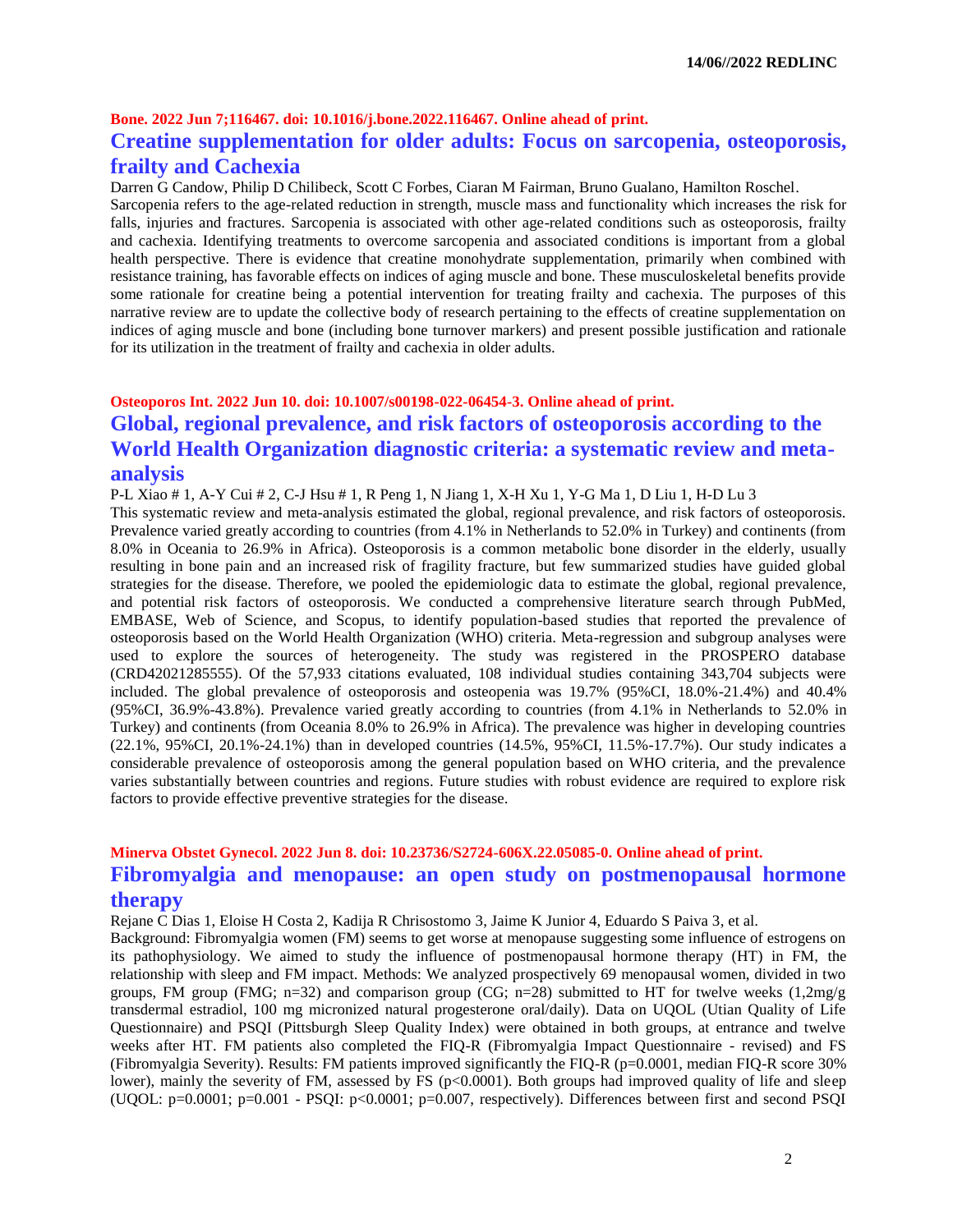**Bone. 2022 Jun 7;116467. doi: 10.1016/j.bone.2022.116467. Online ahead of print.**

## Creatine supplementation for older adults: Focus on sarcopenia, osteoporosis, frailty and Cachexia

Darren G Candow, Philip D Chilibeck, Scott C Forbes, Ciaran M Fairman, Bruno Gualano, Hamilton Roschel.

Sarcopenia refers to the age-related reduction in strength, muscle mass and functionality which increases the risk for falls, injuries and fractures. Sarcopenia is associated with other age-related conditions such as osteoporosis, frailty and cachexia. Identifying treatments to overcome sarcopenia and associated conditions is important from a global health perspective. There is evidence that creatine monohydrate supplementation, primarily when combined with resistance training, has favorable effects on indices of aging muscle and bone. These musculoskeletal benefits provide some rationale for creatine being a potential intervention for treating frailty and cachexia. The purposes of this narrative review are to update the collective body of research pertaining to the effects of creatine supplementation on indices of aging muscle and bone (including bone turnover markers) and present possible justification and rationale for its utilization in the treatment of frailty and cachexia in older adults.

**Osteoporos Int. 2022 Jun 10. doi: 10.1007/s00198-022-06454-3. Online ahead of print.**

## Global, regional prevalence, and risk factors of osteoporosis according to the World Health Organization diagnostic criteria: a systematic review and meta-analysis

P-L Xiao # 1, A-Y Cui # 2, C-J Hsu # 1, R Peng 1, N Jiang 1, X-H Xu 1, Y-G Ma 1, D Liu 1, H-D Lu 3

This systematic review and meta-analysis estimated the global, regional prevalence, and risk factors of osteoporosis. Prevalence varied greatly according to countries (from 4.1% in Netherlands to 52.0% in Turkey) and continents (from 8.0% in Oceania to 26.9% in Africa). Osteoporosis is a common metabolic bone disorder in the elderly, usually resulting in bone pain and an increased risk of fragility fracture, but few summarized studies have guided global strategies for the disease. Therefore, we pooled the epidemiologic data to estimate the global, regional prevalence, and potential risk factors of osteoporosis. We conducted a comprehensive literature search through PubMed, EMBASE, Web of Science, and Scopus, to identify population-based studies that reported the prevalence of osteoporosis based on the World Health Organization (WHO) criteria. Meta-regression and subgroup analyses were used to explore the sources of heterogeneity. The study was registered in the PROSPERO database (CRD42021285555). Of the 57,933 citations evaluated, 108 individual studies containing 343,704 subjects were included. The global prevalence of osteoporosis and osteopenia was 19.7% (95%CI, 18.0%-21.4%) and 40.4% (95%CI, 36.9%-43.8%). Prevalence varied greatly according to countries (from 4.1% in Netherlands to 52.0% in Turkey) and continents (from Oceania 8.0% to 26.9% in Africa). The prevalence was higher in developing countries (22.1%, 95%CI, 20.1%-24.1%) than in developed countries (14.5%, 95%CI, 11.5%-17.7%). Our study indicates a considerable prevalence of osteoporosis among the general population based on WHO criteria, and the prevalence varies substantially between countries and regions. Future studies with robust evidence are required to explore risk factors to provide effective preventive strategies for the disease.

**Minerva Obstet Gynecol. 2022 Jun 8. doi: 10.23736/S2724-606X.22.05085-0. Online ahead of print.**

## Fibromyalgia and menopause: an open study on postmenopausal hormone therapy

Rejane C Dias 1, Eloise H Costa 2, Kadija R Chrisostomo 3, Jaime K Junior 4, Eduardo S Paiva 3, et al.

Background: Fibromyalgia women (FM) seems to get worse at menopause suggesting some influence of estrogens on its pathophysiology. We aimed to study the influence of postmenopausal hormone therapy (HT) in FM, the relationship with sleep and FM impact. Methods: We analyzed prospectively 69 menopausal women, divided in two groups, FM group (FMG; n=32) and comparison group (CG; n=28) submitted to HT for twelve weeks (1,2mg/g transdermal estradiol, 100 mg micronized natural progesterone oral/daily). Data on UQOL (Utian Quality of Life Questionnaire) and PSQI (Pittsburgh Sleep Quality Index) were obtained in both groups, at entrance and twelve weeks after HT. FM patients also completed the FIQ-R (Fibromyalgia Impact Questionnaire - revised) and FS (Fibromyalgia Severity). Results: FM patients improved significantly the FIQ-R ($p=0.0001$, median FIQ-R score 30% lower), mainly the severity of FM, assessed by FS ($p<0.0001$). Both groups had improved quality of life and sleep (UQOL: $p=0.0001$; $p=0.001$ - PSQI: $p<0.0001$; $p=0.007$, respectively). Differences between first and second PSQI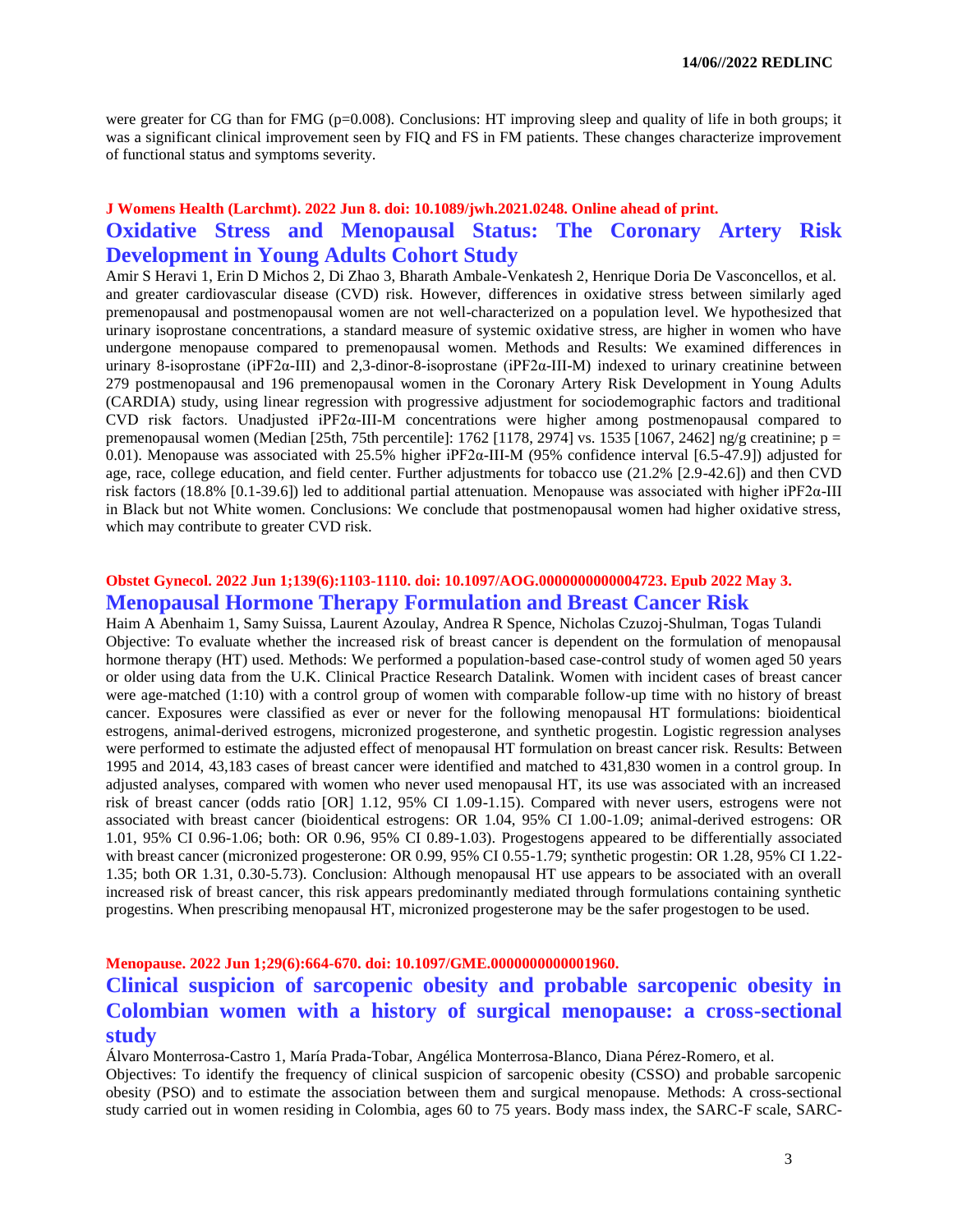were greater for CG than for FMG (p=0.008). Conclusions: HT improving sleep and quality of life in both groups; it was a significant clinical improvement seen by FIQ and FS in FM patients. These changes characterize improvement of functional status and symptoms severity.

**J Womens Health (Larchmt). 2022 Jun 8. doi: 10.1089/jwh.2021.0248. Online ahead of print.**

## Oxidative Stress and Menopausal Status: The Coronary Artery Risk Development in Young Adults Cohort Study

Amir S Heravi 1, Erin D Michos 2, Di Zhao 3, Bharath Ambale-Venkatesh 2, Henrique Doria De Vasconcellos, et al.

and greater cardiovascular disease (CVD) risk. However, differences in oxidative stress between similarly aged premenopausal and postmenopausal women are not well-characterized on a population level. We hypothesized that urinary isoprostane concentrations, a standard measure of systemic oxidative stress, are higher in women who have undergone menopause compared to premenopausal women. Methods and Results: We examined differences in urinary 8-isoprostane (iPF2α-III) and 2,3-dinor-8-isoprostane (iPF2α-III-M) indexed to urinary creatinine between 279 postmenopausal and 196 premenopausal women in the Coronary Artery Risk Development in Young Adults (CARDIA) study, using linear regression with progressive adjustment for sociodemographic factors and traditional CVD risk factors. Unadjusted iPF2α-III-M concentrations were higher among postmenopausal compared to premenopausal women (Median [25th, 75th percentile]: 1762 [1178, 2974] vs. 1535 [1067, 2462] ng/g creatinine; p = 0.01). Menopause was associated with 25.5% higher iPF2α-III-M (95% confidence interval [6.5-47.9]) adjusted for age, race, college education, and field center. Further adjustments for tobacco use (21.2% [2.9-42.6]) and then CVD risk factors (18.8% [0.1-39.6]) led to additional partial attenuation. Menopause was associated with higher iPF2α-III in Black but not White women. Conclusions: We conclude that postmenopausal women had higher oxidative stress, which may contribute to greater CVD risk.

**Obstet Gynecol. 2022 Jun 1;139(6):1103-1110. doi: 10.1097/AOG.0000000000004723. Epub 2022 May 3.**

## Menopausal Hormone Therapy Formulation and Breast Cancer Risk

Haim A Abenhaim 1, Samy Suissa, Laurent Azoulay, Andrea R Spence, Nicholas Czuzoj-Shulman, Togas Tulandi

Objective: To evaluate whether the increased risk of breast cancer is dependent on the formulation of menopausal hormone therapy (HT) used. Methods: We performed a population-based case-control study of women aged 50 years or older using data from the U.K. Clinical Practice Research Datalink. Women with incident cases of breast cancer were age-matched (1:10) with a control group of women with comparable follow-up time with no history of breast cancer. Exposures were classified as ever or never for the following menopausal HT formulations: bioidentical estrogens, animal-derived estrogens, micronized progesterone, and synthetic progestin. Logistic regression analyses were performed to estimate the adjusted effect of menopausal HT formulation on breast cancer risk. Results: Between 1995 and 2014, 43,183 cases of breast cancer were identified and matched to 431,830 women in a control group. In adjusted analyses, compared with women who never used menopausal HT, its use was associated with an increased risk of breast cancer (odds ratio [OR] 1.12, 95% CI 1.09-1.15). Compared with never users, estrogens were not associated with breast cancer (bioidentical estrogens: OR 1.04, 95% CI 1.00-1.09; animal-derived estrogens: OR 1.01, 95% CI 0.96-1.06; both: OR 0.96, 95% CI 0.89-1.03). Progestogens appeared to be differentially associated with breast cancer (micronized progesterone: OR 0.99, 95% CI 0.55-1.79; synthetic progestin: OR 1.28, 95% CI 1.22-1.35; both OR 1.31, 0.30-5.73). Conclusion: Although menopausal HT use appears to be associated with an overall increased risk of breast cancer, this risk appears predominantly mediated through formulations containing synthetic progestins. When prescribing menopausal HT, micronized progesterone may be the safer progestogen to be used.

**Menopause. 2022 Jun 1;29(6):664-670. doi: 10.1097/GME.0000000000001960.**

## Clinical suspicion of sarcopenic obesity and probable sarcopenic obesity in Colombian women with a history of surgical menopause: a cross-sectional study

Álvaro Monterrosa-Castro 1, María Prada-Tobar, Angélica Monterrosa-Blanco, Diana Pérez-Romero, et al.

Objectives: To identify the frequency of clinical suspicion of sarcopenic obesity (CSSO) and probable sarcopenic obesity (PSO) and to estimate the association between them and surgical menopause. Methods: A cross-sectional study carried out in women residing in Colombia, ages 60 to 75 years. Body mass index, the SARC-F scale, SARC-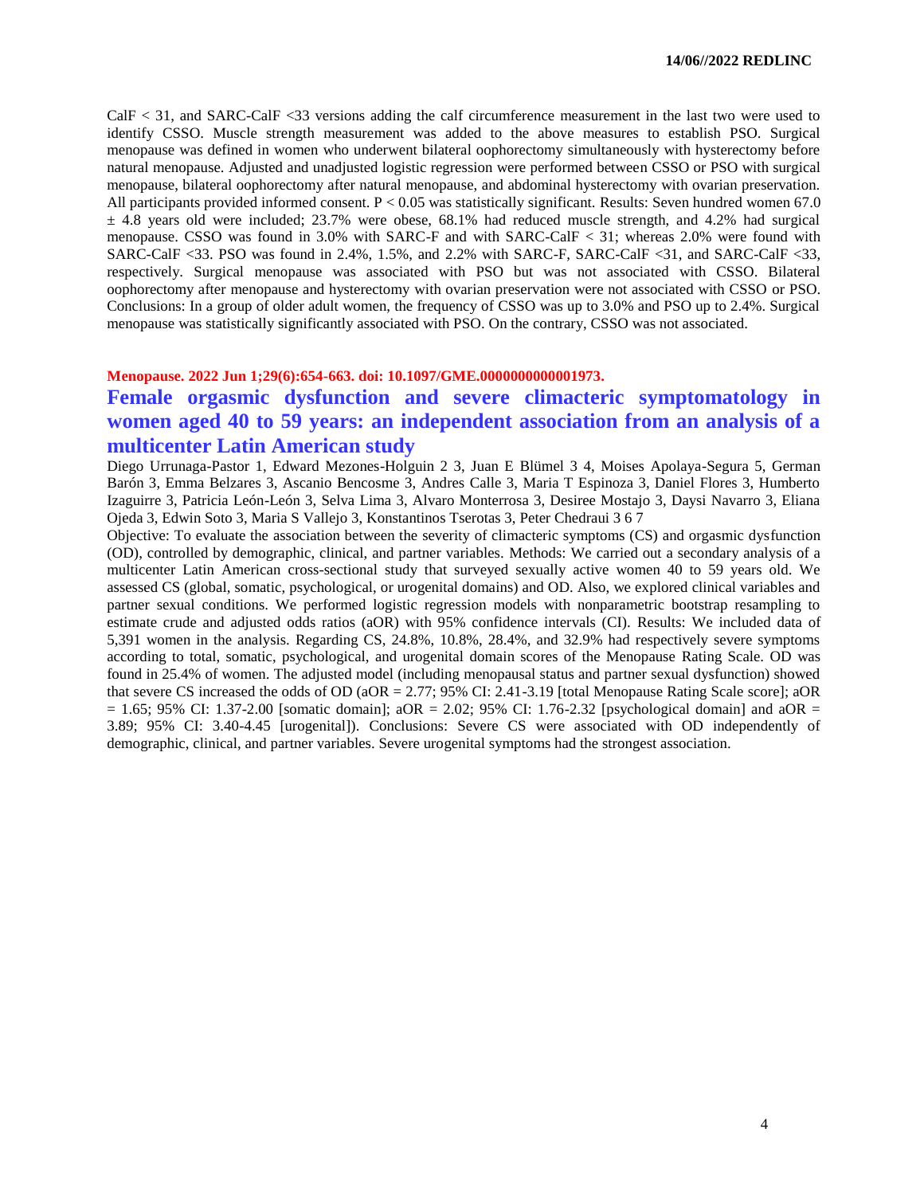CalF < 31, and SARC-CalF <33 versions adding the calf circumference measurement in the last two were used to identify CSSO. Muscle strength measurement was added to the above measures to establish PSO. Surgical menopause was defined in women who underwent bilateral oophorectomy simultaneously with hysterectomy before natural menopause. Adjusted and unadjusted logistic regression were performed between CSSO or PSO with surgical menopause, bilateral oophorectomy after natural menopause, and abdominal hysterectomy with ovarian preservation. All participants provided informed consent. $P < 0.05$ was statistically significant. Results: Seven hundred women 67.0 ± 4.8 years old were included; 23.7% were obese, 68.1% had reduced muscle strength, and 4.2% had surgical menopause. CSSO was found in 3.0% with SARC-F and with SARC-CalF < 31; whereas 2.0% were found with SARC-CalF <33. PSO was found in 2.4%, 1.5%, and 2.2% with SARC-F, SARC-CalF <31, and SARC-CalF <33, respectively. Surgical menopause was associated with PSO but was not associated with CSSO. Bilateral oophorectomy after menopause and hysterectomy with ovarian preservation were not associated with CSSO or PSO. Conclusions: In a group of older adult women, the frequency of CSSO was up to 3.0% and PSO up to 2.4%. Surgical menopause was statistically significantly associated with PSO. On the contrary, CSSO was not associated.

**Menopause. 2022 Jun 1;29(6):654-663. doi: 10.1097/GME.0000000000001973.**

## Female orgasmic dysfunction and severe climacteric symptomatology in women aged 40 to 59 years: an independent association from an analysis of a multicenter Latin American study

Diego Urrunaga-Pastor 1, Edward Mezones-Holguin 2 3, Juan E Blümel 3 4, Moises Apolaya-Segura 5, German Barón 3, Emma Belzares 3, Ascanio Bencosme 3, Andres Calle 3, Maria T Espinoza 3, Daniel Flores 3, Humberto Izaguirre 3, Patricia León-León 3, Selva Lima 3, Alvaro Monterrosa 3, Desiree Mostajo 3, Daysi Navarro 3, Eliana Ojeda 3, Edwin Soto 3, Maria S Vallejo 3, Konstantinos Tserotas 3, Peter Chedraui 3 6 7

Objective: To evaluate the association between the severity of climacteric symptoms (CS) and orgasmic dysfunction (OD), controlled by demographic, clinical, and partner variables. Methods: We carried out a secondary analysis of a multicenter Latin American cross-sectional study that surveyed sexually active women 40 to 59 years old. We assessed CS (global, somatic, psychological, or urogenital domains) and OD. Also, we explored clinical variables and partner sexual conditions. We performed logistic regression models with nonparametric bootstrap resampling to estimate crude and adjusted odds ratios (aOR) with 95% confidence intervals (CI). Results: We included data of 5,391 women in the analysis. Regarding CS, 24.8%, 10.8%, 28.4%, and 32.9% had respectively severe symptoms according to total, somatic, psychological, and urogenital domain scores of the Menopause Rating Scale. OD was found in 25.4% of women. The adjusted model (including menopausal status and partner sexual dysfunction) showed that severe CS increased the odds of OD (aOR = 2.77; 95% CI: 2.41-3.19 [total Menopause Rating Scale score]; aOR = 1.65; 95% CI: 1.37-2.00 [somatic domain]; aOR = 2.02; 95% CI: 1.76-2.32 [psychological domain] and aOR = 3.89; 95% CI: 3.40-4.45 [urogenital]). Conclusions: Severe CS were associated with OD independently of demographic, clinical, and partner variables. Severe urogenital symptoms had the strongest association.